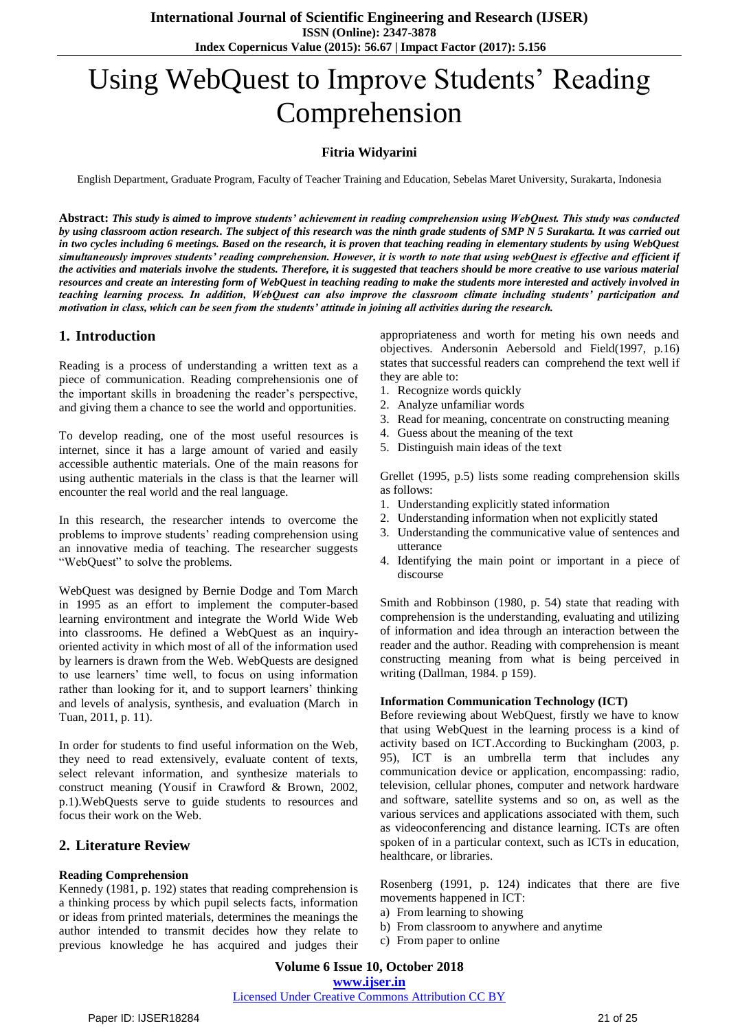# Using WebQuest to Improve Students' Reading Comprehension

**Fitria Widyarini**

English Department, Graduate Program, Faculty of Teacher Training and Education, Sebelas Maret University, Surakarta, Indonesia

**Abstract:** ***This study is aimed to improve students' achievement in reading comprehension using WebQuest. This study was conducted by using classroom action research. The subject of this research was the ninth grade students of SMP N 5 Surakarta. It was carried out in two cycles including 6 meetings. Based on the research, it is proven that teaching reading in elementary students by using WebQuest simultaneously improves students' reading comprehension. However, it is worth to note that using webQuest is effective and efficient if the activities and materials involve the students. Therefore, it is suggested that teachers should be more creative to use various material resources and create an interesting form of WebQuest in teaching reading to make the students more interested and actively involved in teaching learning process. In addition, WebQuest can also improve the classroom climate including students' participation and motivation in class, which can be seen from the students' attitude in joining all activities during the research.***

## 1. Introduction

Reading is a process of understanding a written text as a piece of communication. Reading comprehensionis one of the important skills in broadening the reader's perspective, and giving them a chance to see the world and opportunities.

To develop reading, one of the most useful resources is internet, since it has a large amount of varied and easily accessible authentic materials. One of the main reasons for using authentic materials in the class is that the learner will encounter the real world and the real language.

In this research, the researcher intends to overcome the problems to improve students' reading comprehension using an innovative media of teaching. The researcher suggests "WebQuest" to solve the problems.

WebQuest was designed by Bernie Dodge and Tom March in 1995 as an effort to implement the computer-based learning environtment and integrate the World Wide Web into classrooms. He defined a WebQuest as an inquiry-oriented activity in which most of all of the information used by learners is drawn from the Web. WebQuests are designed to use learners' time well, to focus on using information rather than looking for it, and to support learners' thinking and levels of analysis, synthesis, and evaluation (March in Tuan, 2011, p. 11).

In order for students to find useful information on the Web, they need to read extensively, evaluate content of texts, select relevant information, and synthesize materials to construct meaning (Yousif in Crawford & Brown, 2002, p.1).WebQuests serve to guide students to resources and focus their work on the Web.

## 2. Literature Review

**Reading Comprehension**

Kennedy (1981, p. 192) states that reading comprehension is a thinking process by which pupil selects facts, information or ideas from printed materials, determines the meanings the author intended to transmit decides how they relate to previous knowledge he has acquired and judges their appropriateness and worth for meting his own needs and objectives. Andersonin Aebersold and Field(1997, p.16) states that successful readers can comprehend the text well if they are able to:

1. Recognize words quickly
2. Analyze unfamiliar words
3. Read for meaning, concentrate on constructing meaning
4. Guess about the meaning of the text
5. Distinguish main ideas of the text

Grellet (1995, p.5) lists some reading comprehension skills as follows:

1. Understanding explicitly stated information
2. Understanding information when not explicitly stated
3. Understanding the communicative value of sentences and utterance
4. Identifying the main point or important in a piece of discourse

Smith and Robbinson (1980, p. 54) state that reading with comprehension is the understanding, evaluating and utilizing of information and idea through an interaction between the reader and the author. Reading with comprehension is meant constructing meaning from what is being perceived in writing (Dallman, 1984. p 159).

**Information Communication Technology (ICT)**

Before reviewing about WebQuest, firstly we have to know that using WebQuest in the learning process is a kind of activity based on ICT.According to Buckingham (2003, p. 95), ICT is an umbrella term that includes any communication device or application, encompassing: radio, television, cellular phones, computer and network hardware and software, satellite systems and so on, as well as the various services and applications associated with them, such as videoconferencing and distance learning. ICTs are often spoken of in a particular context, such as ICTs in education, healthcare, or libraries.

Rosenberg (1991, p. 124) indicates that there are five movements happened in ICT:

a) From learning to showing
b) From classroom to anywhere and anytime
c) From paper to online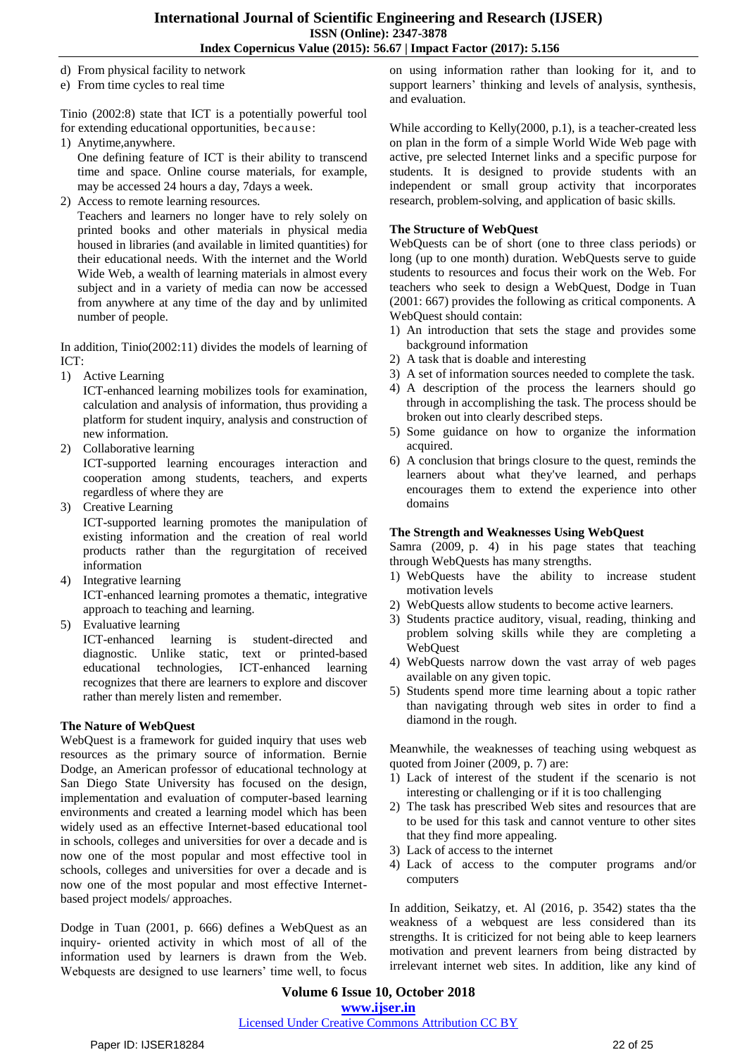d) From physical facility to network
e) From time cycles to real time

Tinio (2002:8) state that ICT is a potentially powerful tool for extending educational opportunities, because:

1) Anytime,anywhere.
   One defining feature of ICT is their ability to transcend time and space. Online course materials, for example, may be accessed 24 hours a day, 7days a week.
2) Access to remote learning resources.
   Teachers and learners no longer have to rely solely on printed books and other materials in physical media housed in libraries (and available in limited quantities) for their educational needs. With the internet and the World Wide Web, a wealth of learning materials in almost every subject and in a variety of media can now be accessed from anywhere at any time of the day and by unlimited number of people.

In addition, Tinio(2002:11) divides the models of learning of ICT:

1) Active Learning
   ICT-enhanced learning mobilizes tools for examination, calculation and analysis of information, thus providing a platform for student inquiry, analysis and construction of new information.
2) Collaborative learning
   ICT-supported learning encourages interaction and cooperation among students, teachers, and experts regardless of where they are
3) Creative Learning
   ICT-supported learning promotes the manipulation of existing information and the creation of real world products rather than the regurgitation of received information
4) Integrative learning
   ICT-enhanced learning promotes a thematic, integrative approach to teaching and learning.
5) Evaluative learning
   ICT-enhanced learning is student-directed and diagnostic. Unlike static, text or printed-based educational technologies, ICT-enhanced learning recognizes that there are learners to explore and discover rather than merely listen and remember.

**The Nature of WebQuest**

WebQuest is a framework for guided inquiry that uses web resources as the primary source of information. Bernie Dodge, an American professor of educational technology at San Diego State University has focused on the design, implementation and evaluation of computer-based learning environments and created a learning model which has been widely used as an effective Internet-based educational tool in schools, colleges and universities for over a decade and is now one of the most popular and most effective tool in schools, colleges and universities for over a decade and is now one of the most popular and most effective Internet-based project models/ approaches.

Dodge in Tuan (2001, p. 666) defines a WebQuest as an inquiry- oriented activity in which most of all of the information used by learners is drawn from the Web. Webquests are designed to use learners' time well, to focus on using information rather than looking for it, and to support learners' thinking and levels of analysis, synthesis, and evaluation.

While according to Kelly(2000, p.1), is a teacher-created less on plan in the form of a simple World Wide Web page with active, pre selected Internet links and a specific purpose for students. It is designed to provide students with an independent or small group activity that incorporates research, problem-solving, and application of basic skills.

**The Structure of WebQuest**

WebQuests can be of short (one to three class periods) or long (up to one month) duration. WebQuests serve to guide students to resources and focus their work on the Web. For teachers who seek to design a WebQuest, Dodge in Tuan (2001: 667) provides the following as critical components. A WebQuest should contain:

1) An introduction that sets the stage and provides some background information
2) A task that is doable and interesting
3) A set of information sources needed to complete the task.
4) A description of the process the learners should go through in accomplishing the task. The process should be broken out into clearly described steps.
5) Some guidance on how to organize the information acquired.
6) A conclusion that brings closure to the quest, reminds the learners about what they've learned, and perhaps encourages them to extend the experience into other domains

**The Strength and Weaknesses Using WebQuest**

Samra (2009, p. 4) in his page states that teaching through WebQuests has many strengths.

1) WebQuests have the ability to increase student motivation levels
2) WebQuests allow students to become active learners.
3) Students practice auditory, visual, reading, thinking and problem solving skills while they are completing a WebQuest
4) WebQuests narrow down the vast array of web pages available on any given topic.
5) Students spend more time learning about a topic rather than navigating through web sites in order to find a diamond in the rough.

Meanwhile, the weaknesses of teaching using webquest as quoted from Joiner (2009, p. 7) are:

1) Lack of interest of the student if the scenario is not interesting or challenging or if it is too challenging
2) The task has prescribed Web sites and resources that are to be used for this task and cannot venture to other sites that they find more appealing.
3) Lack of access to the internet
4) Lack of access to the computer programs and/or computers

In addition, Seikatzy, et. Al (2016, p. 3542) states tha the weakness of a webquest are less considered than its strengths. It is criticized for not being able to keep learners motivation and prevent learners from being distracted by irrelevant internet web sites. In addition, like any kind of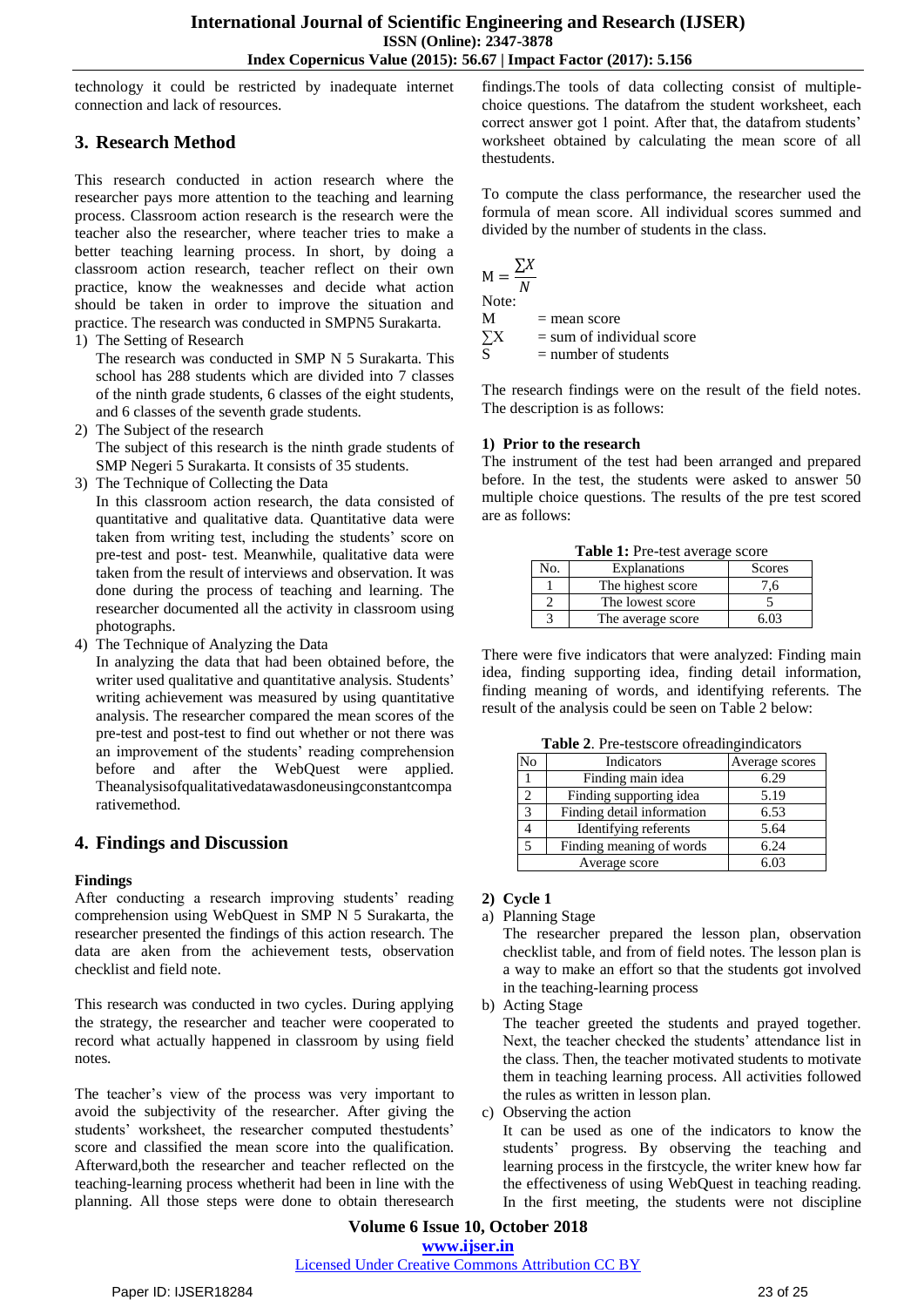technology it could be restricted by inadequate internet connection and lack of resources.

## 3. Research Method

This research conducted in action research where the researcher pays more attention to the teaching and learning process. Classroom action research is the research were the teacher also the researcher, where teacher tries to make a better teaching learning process. In short, by doing a classroom action research, teacher reflect on their own practice, know the weaknesses and decide what action should be taken in order to improve the situation and practice. The research was conducted in SMPN5 Surakarta.

1) The Setting of Research
   The research was conducted in SMP N 5 Surakarta. This school has 288 students which are divided into 7 classes of the ninth grade students, 6 classes of the eight students, and 6 classes of the seventh grade students.
2) The Subject of the research
   The subject of this research is the ninth grade students of SMP Negeri 5 Surakarta. It consists of 35 students.
3) The Technique of Collecting the Data
   In this classroom action research, the data consisted of quantitative and qualitative data. Quantitative data were taken from writing test, including the students' score on pre-test and post- test. Meanwhile, qualitative data were taken from the result of interviews and observation. It was done during the process of teaching and learning. The researcher documented all the activity in classroom using photographs.
4) The Technique of Analyzing the Data
   In analyzing the data that had been obtained before, the writer used qualitative and quantitative analysis. Students' writing achievement was measured by using quantitative analysis. The researcher compared the mean scores of the pre-test and post-test to find out whether or not there was an improvement of the students' reading comprehension before and after the WebQuest were applied. Theanalysisofqualitativedatawasdoneusingconstantcomparativemethod.

## 4. Findings and Discussion

**Findings**

After conducting a research improving students' reading comprehension using WebQuest in SMP N 5 Surakarta, the researcher presented the findings of this action research. The data are aken from the achievement tests, observation checklist and field note.

This research was conducted in two cycles. During applying the strategy, the researcher and teacher were cooperated to record what actually happened in classroom by using field notes.

The teacher's view of the process was very important to avoid the subjectivity of the researcher. After giving the students' worksheet, the researcher computed thestudents' score and classified the mean score into the qualification. Afterward,both the researcher and teacher reflected on the teaching-learning process whetherit had been in line with the planning. All those steps were done to obtain theresearch findings.The tools of data collecting consist of multiple-choice questions. The datafrom the student worksheet, each correct answer got 1 point. After that, the datafrom students' worksheet obtained by calculating the mean score of all thestudents.

To compute the class performance, the researcher used the formula of mean score. All individual scores summed and divided by the number of students in the class.

$$M = \frac{\sum X}{N}$$

Note:

M = mean score
∑X = sum of individual score
S = number of students

The research findings were on the result of the field notes. The description is as follows:

**1) Prior to the research**

The instrument of the test had been arranged and prepared before. In the test, the students were asked to answer 50 multiple choice questions. The results of the pre test scored are as follows:

**Table 1:** Pre-test average score

| No. | Explanations | Scores |
|---|---|---|
| 1 | The highest score | 7,6 |
| 2 | The lowest score | 5 |
| 3 | The average score | 6.03 |

There were five indicators that were analyzed: Finding main idea, finding supporting idea, finding detail information, finding meaning of words, and identifying referents. The result of the analysis could be seen on Table 2 below:

**Table 2**. Pre-testscore ofreadingindicators

| No | Indicators | Average scores |
|---|---|---|
| 1 | Finding main idea | 6.29 |
| 2 | Finding supporting idea | 5.19 |
| 3 | Finding detail information | 6.53 |
| 4 | Identifying referents | 5.64 |
| 5 | Finding meaning of words | 6.24 |
| | Average score | 6.03 |

**2) Cycle 1**

a) Planning Stage
   The researcher prepared the lesson plan, observation checklist table, and from of field notes. The lesson plan is a way to make an effort so that the students got involved in the teaching-learning process
b) Acting Stage
   The teacher greeted the students and prayed together. Next, the teacher checked the students' attendance list in the class. Then, the teacher motivated students to motivate them in teaching learning process. All activities followed the rules as written in lesson plan.
c) Observing the action
   It can be used as one of the indicators to know the students' progress. By observing the teaching and learning process in the firstcycle, the writer knew how far the effectiveness of using WebQuest in teaching reading. In the first meeting, the students were not discipline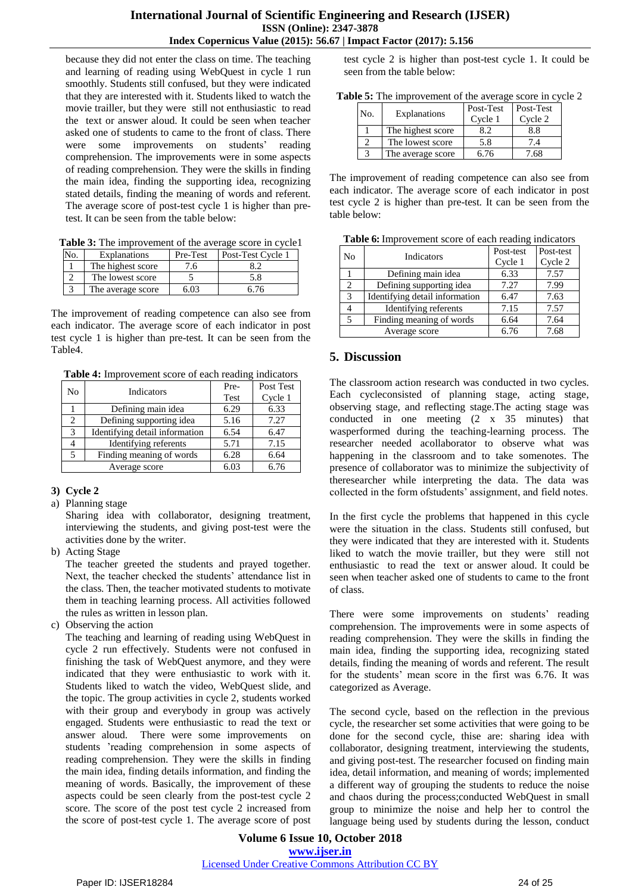because they did not enter the class on time. The teaching and learning of reading using WebQuest in cycle 1 run smoothly. Students still confused, but they were indicated that they are interested with it. Students liked to watch the movie trailler, but they were still not enthusiastic to read the text or answer aloud. It could be seen when teacher asked one of students to came to the front of class. There were some improvements on students' reading comprehension. The improvements were in some aspects of reading comprehension. They were the skills in finding the main idea, finding the supporting idea, recognizing stated details, finding the meaning of words and referent. The average score of post-test cycle 1 is higher than pre-test. It can be seen from the table below:

**Table 3:** The improvement of the average score in cycle1

| No. | Explanations | Pre-Test | Post-Test Cycle 1 |
|---|---|---|---|
| 1 | The highest score | 7.6 | 8.2 |
| 2 | The lowest score | 5 | 5.8 |
| 3 | The average score | 6.03 | 6.76 |

The improvement of reading competence can also see from each indicator. The average score of each indicator in post test cycle 1 is higher than pre-test. It can be seen from the Table4.

**Table 4:** Improvement score of each reading indicators

| No | Indicators | Pre-Test | Post Test Cycle 1 |
|---|---|---|---|
| 1 | Defining main idea | 6.29 | 6.33 |
| 2 | Defining supporting idea | 5.16 | 7.27 |
| 3 | Identifying detail information | 6.54 | 6.47 |
| 4 | Identifying referents | 5.71 | 7.15 |
| 5 | Finding meaning of words | 6.28 | 6.64 |
| | Average score | 6.03 | 6.76 |

**3) Cycle 2**

a) Planning stage

Sharing idea with collaborator, designing treatment, interviewing the students, and giving post-test were the activities done by the writer.

b) Acting Stage

The teacher greeted the students and prayed together. Next, the teacher checked the students' attendance list in the class. Then, the teacher motivated students to motivate them in teaching learning process. All activities followed the rules as written in lesson plan.

c) Observing the action

The teaching and learning of reading using WebQuest in cycle 2 run effectively. Students were not confused in finishing the task of WebQuest anymore, and they were indicated that they were enthusiastic to work with it. Students liked to watch the video, WebQuest slide, and the topic. The group activities in cycle 2, students worked with their group and everybody in group was actively engaged. Students were enthusiastic to read the text or answer aloud. There were some improvements on students 'reading comprehension in some aspects of reading comprehension. They were the skills in finding the main idea, finding details information, and finding the meaning of words. Basically, the improvement of these aspects could be seen clearly from the post-test cycle 2 score. The score of the post test cycle 2 increased from the score of post-test cycle 1. The average score of post test cycle 2 is higher than post-test cycle 1. It could be seen from the table below:

**Table 5:** The improvement of the average score in cycle 2

| No. | Explanations | Post-Test Cycle 1 | Post-Test Cycle 2 |
|---|---|---|---|
| 1 | The highest score | 8.2 | 8.8 |
| 2 | The lowest score | 5.8 | 7.4 |
| 3 | The average score | 6.76 | 7.68 |

The improvement of reading competence can also see from each indicator. The average score of each indicator in post test cycle 2 is higher than pre-test. It can be seen from the table below:

**Table 6:** Improvement score of each reading indicators

| No | Indicators | Post-test Cycle 1 | Post-test Cycle 2 |
|---|---|---|---|
| 1 | Defining main idea | 6.33 | 7.57 |
| 2 | Defining supporting idea | 7.27 | 7.99 |
| 3 | Identifying detail information | 6.47 | 7.63 |
| 4 | Identifying referents | 7.15 | 7.57 |
| 5 | Finding meaning of words | 6.64 | 7.64 |
| | Average score | 6.76 | 7.68 |

## 5. Discussion

The classroom action research was conducted in two cycles. Each cycleconsisted of planning stage, acting stage, observing stage, and reflecting stage.The acting stage was conducted in one meeting (2 x 35 minutes) that wasperformed during the teaching-learning process. The researcher needed acollaborator to observe what was happening in the classroom and to take somenotes. The presence of collaborator was to minimize the subjectivity of theresearcher while interpreting the data. The data was collected in the form ofstudents' assignment, and field notes.

In the first cycle the problems that happened in this cycle were the situation in the class. Students still confused, but they were indicated that they are interested with it. Students liked to watch the movie trailler, but they were still not enthusiastic to read the text or answer aloud. It could be seen when teacher asked one of students to came to the front of class.

There were some improvements on students' reading comprehension. The improvements were in some aspects of reading comprehension. They were the skills in finding the main idea, finding the supporting idea, recognizing stated details, finding the meaning of words and referent. The result for the students' mean score in the first was 6.76. It was categorized as Average.

The second cycle, based on the reflection in the previous cycle, the researcher set some activities that were going to be done for the second cycle, thise are: sharing idea with collaborator, designing treatment, interviewing the students, and giving post-test. The researcher focused on finding main idea, detail information, and meaning of words; implemented a different way of grouping the students to reduce the noise and chaos during the process;conducted WebQuest in small group to minimize the noise and help her to control the language being used by students during the lesson, conduct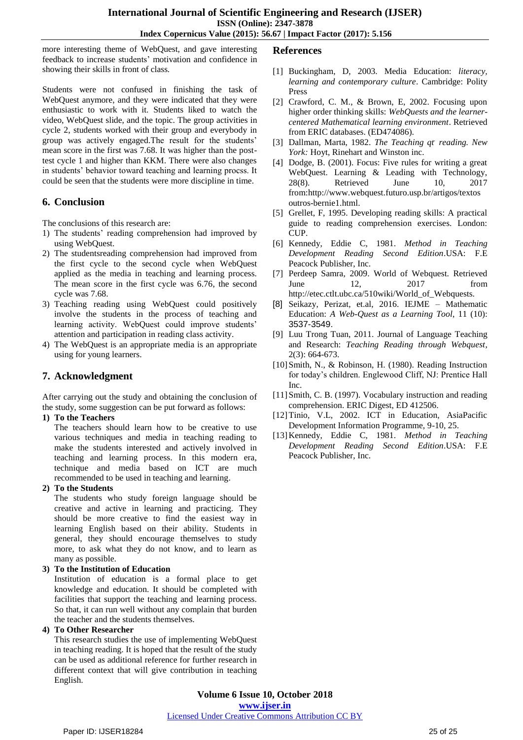more interesting theme of WebQuest, and gave interesting feedback to increase students' motivation and confidence in showing their skills in front of class.

Students were not confused in finishing the task of WebQuest anymore, and they were indicated that they were enthusiastic to work with it. Students liked to watch the video, WebQuest slide, and the topic. The group activities in cycle 2, students worked with their group and everybody in group was actively engaged.The result for the students' mean score in the first was 7.68. It was higher than the post-test cycle 1 and higher than KKM. There were also changes in students' behavior toward teaching and learning procss. It could be seen that the students were more discipline in time.

## 6. Conclusion

The conclusions of this research are:

1) The students' reading comprehension had improved by using WebQuest.
2) The studentsreading comprehension had improved from the first cycle to the second cycle when WebQuest applied as the media in teaching and learning process. The mean score in the first cycle was 6.76, the second cycle was 7.68.
3) Teaching reading using WebQuest could positively involve the students in the process of teaching and learning activity. WebQuest could improve students' attention and participation in reading class activity.
4) The WebQuest is an appropriate media is an appropriate using for young learners.

## 7. Acknowledgment

After carrying out the study and obtaining the conclusion of the study, some suggestion can be put forward as follows:

**1) To the Teachers**

The teachers should learn how to be creative to use various techniques and media in teaching reading to make the students interested and actively involved in teaching and learning process. In this modern era, technique and media based on ICT are much recommended to be used in teaching and learning.

**2) To the Students**

The students who study foreign language should be creative and active in learning and practicing. They should be more creative to find the easiest way in learning English based on their ability. Students in general, they should encourage themselves to study more, to ask what they do not know, and to learn as many as possible.

**3) To the Institution of Education**

Institution of education is a formal place to get knowledge and education. It should be completed with facilities that support the teaching and learning process. So that, it can run well without any complain that burden the teacher and the students themselves.

**4) To Other Researcher**

This research studies the use of implementing WebQuest in teaching reading. It is hoped that the result of the study can be used as additional reference for further research in different context that will give contribution in teaching English.

## References

[1] Buckingham, D, 2003. Media Education: *literacy, learning and contemporary culture*. Cambridge: Polity Press

[2] Crawford, C. M., & Brown, E, 2002. Focusing upon higher order thinking skills: *WebQuests and the learner-centered Mathematical learning environment*. Retrieved from ERIC databases. (ED474086).

[3] Dallman, Marta, 1982. *The Teaching qt reading. New York:* Hoyt, Rinehart and Winston inc.

[4] Dodge, B. (2001). Focus: Five rules for writing a great WebQuest. Learning & Leading with Technology, 28(8). Retrieved June 10, 2017 from:http://www.webquest.futuro.usp.br/artigos/textos outros-bernie1.html.

[5] Grellet, F, 1995. Developing reading skills: A practical guide to reading comprehension exercises. London: CUP.

[6] Kennedy, Eddie C, 1981. *Method in Teaching Development Reading Second Edition*.USA: F.E Peacock Publisher, Inc.

[7] Perdeep Samra, 2009. World of Webquest. Retrieved June 12, 2017 from http://etec.ctlt.ubc.ca/510wiki/World_of_Webquests.

[8] Seikazy, Perizat, et.al, 2016. IEJME – Mathematic Education: *A Web-Quest as a Learning Tool*, 11 (10): 3537-3549.

[9] Luu Trong Tuan, 2011. Journal of Language Teaching and Research: *Teaching Reading through Webquest*, 2(3): 664-673.

[10] Smith, N., & Robinson, H. (1980). Reading Instruction for today's children. Englewood Cliff, NJ: Prentice Hall Inc.

[11] Smith, C. B. (1997). Vocabulary instruction and reading comprehension. ERIC Digest, ED 412506.

[12] Tinio, V.L, 2002. ICT in Education, AsiaPacific Development Information Programme, 9-10, 25.

[13] Kennedy, Eddie C, 1981. *Method in Teaching Development Reading Second Edition*.USA: F.E Peacock Publisher, Inc.